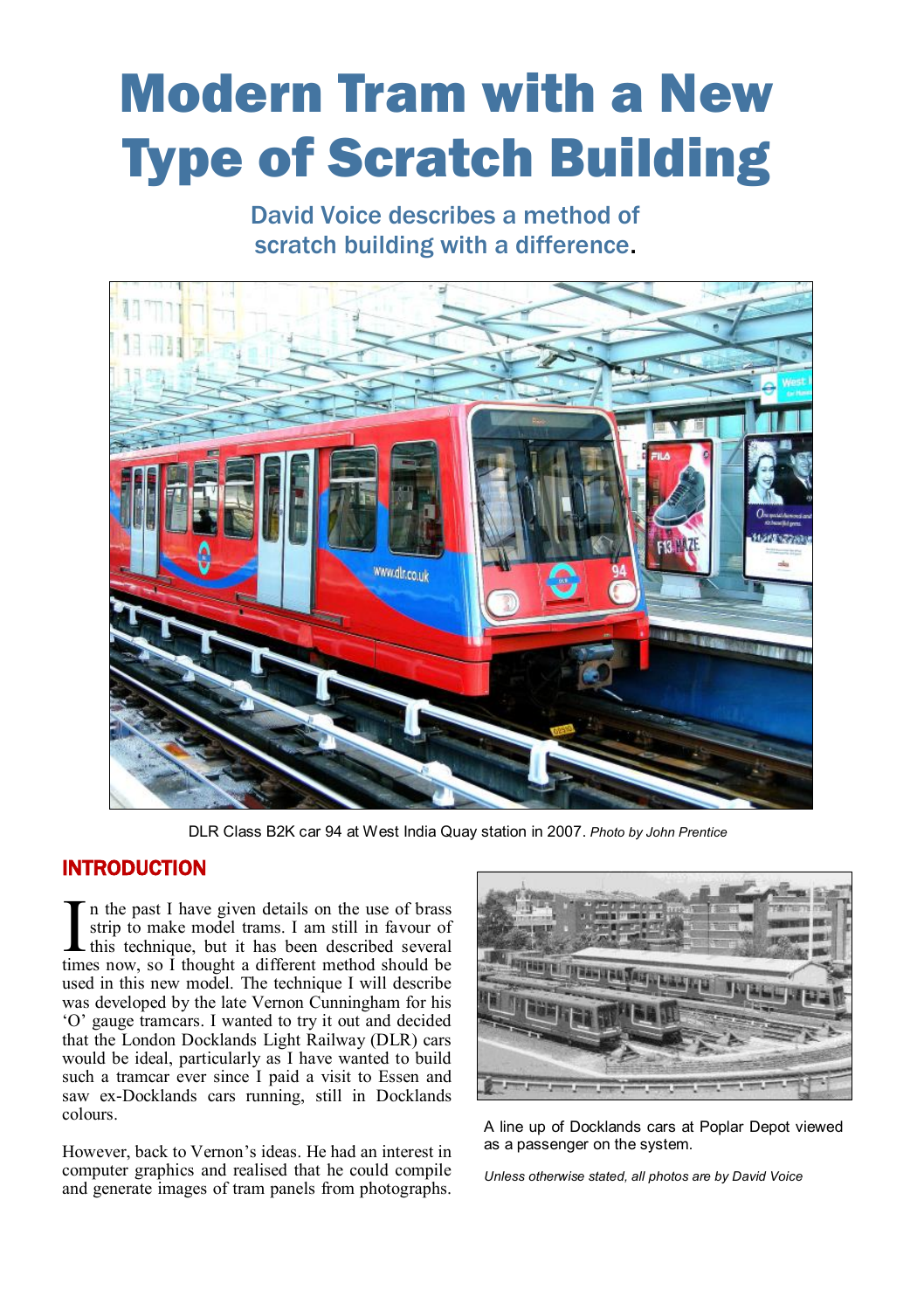# Modern Tram with a New Type of Scratch Building

## David Voice describes a method of scratch building with a difference.

DLR Class B2K car 94 at West India Quay station in 2007. *Photo by John Prentice*

## INTRODUCTION

In the past I have given details on the use of brass strip to make model trams. I am still in favour of this technique, but it has been described several times now, so I thought a different method should be used in this new model. The technique I will describe was developed by the late Vernon Cunningham for his 'O' gauge tramcars. I wanted to try it out and decided that the London Docklands Light Railway (DLR) cars would be ideal, particularly as I have wanted to build such a tramcar ever since I paid a visit to Essen and saw ex-Docklands cars running, still in Docklands colours.

However, back to Vernon's ideas. He had an interest in computer graphics and realised that he could compile and generate images of tram panels from photographs.

A line up of Docklands cars at Poplar Depot viewed as a passenger on the system.

*Unless otherwise stated, all photos are by David Voice*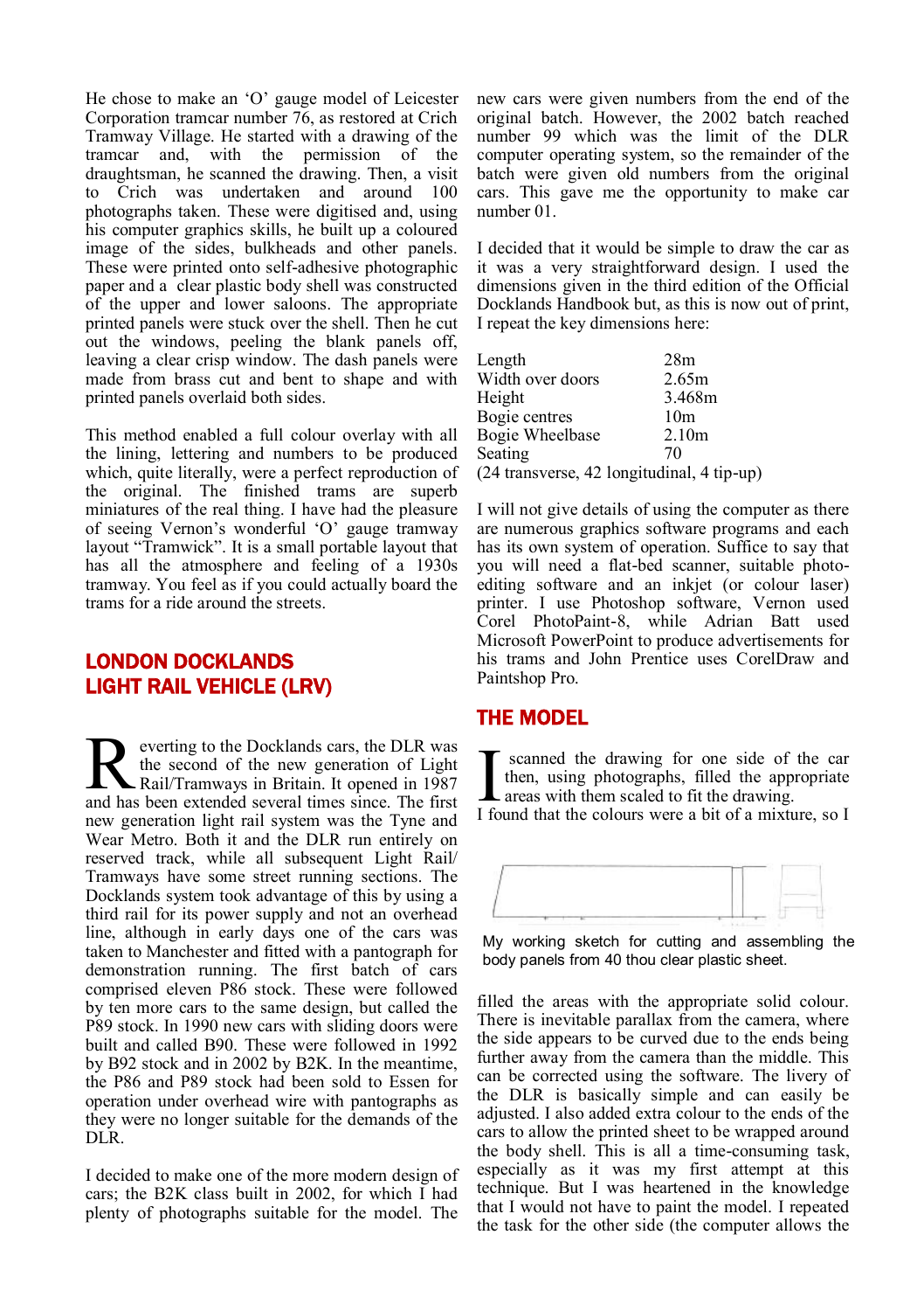He chose to make an 'O' gauge model of Leicester Corporation tramcar number 76, as restored at Crich Tramway Village. He started with a drawing of the tramcar and, with the permission of the draughtsman, he scanned the drawing. Then, a visit to Crich was undertaken and around 100 photographs taken. These were digitised and, using his computer graphics skills, he built up a coloured image of the sides, bulkheads and other panels. These were printed onto self-adhesive photographic paper and a clear plastic body shell was constructed of the upper and lower saloons. The appropriate printed panels were stuck over the shell. Then he cut out the windows, peeling the blank panels off, leaving a clear crisp window. The dash panels were made from brass cut and bent to shape and with printed panels overlaid both sides.

This method enabled a full colour overlay with all the lining, lettering and numbers to be produced which, quite literally, were a perfect reproduction of the original. The finished trams are superb miniatures of the real thing. I have had the pleasure of seeing Vernon's wonderful 'O' gauge tramway layout "Tramwick". It is a small portable layout that has all the atmosphere and feeling of a 1930s tramway. You feel as if you could actually board the trams for a ride around the streets.

## LONDON DOCKLANDS LIGHT RAIL VEHICLE (LRV)

Reverting to the Docklands cars, the DLR was the second of the new generation of Light Rail/Tramways in Britain. It opened in 1987 and has been extended several times since. The first new generation light rail system was the Tyne and Wear Metro. Both it and the DLR run entirely on reserved track, while all subsequent Light Rail/Tramways have some street running sections. The Docklands system took advantage of this by using a third rail for its power supply and not an overhead line, although in early days one of the cars was taken to Manchester and fitted with a pantograph for demonstration running. The first batch of cars comprised eleven P86 stock. These were followed by ten more cars to the same design, but called the P89 stock. In 1990 new cars with sliding doors were built and called B90. These were followed in 1992 by B92 stock and in 2002 by B2K. In the meantime, the P86 and P89 stock had been sold to Essen for operation under overhead wire with pantographs as they were no longer suitable for the demands of the DLR.

I decided to make one of the more modern design of cars; the B2K class built in 2002, for which I had plenty of photographs suitable for the model. The new cars were given numbers from the end of the original batch. However, the 2002 batch reached number 99 which was the limit of the DLR computer operating system, so the remainder of the batch were given old numbers from the original cars. This gave me the opportunity to make car number 01.

I decided that it would be simple to draw the car as it was a very straightforward design. I used the dimensions given in the third edition of the Official Docklands Handbook but, as this is now out of print, I repeat the key dimensions here:

| | |
|---|---|
| Length | 28m |
| Width over doors | 2.65m |
| Height | 3.468m |
| Bogie centres | 10m |
| Bogie Wheelbase | 2.10m |
| Seating | 70 |

(24 transverse, 42 longitudinal, 4 tip-up)

I will not give details of using the computer as there are numerous graphics software programs and each has its own system of operation. Suffice to say that you will need a flat-bed scanner, suitable photo-editing software and an inkjet (or colour laser) printer. I use Photoshop software, Vernon used Corel PhotoPaint-8, while Adrian Batt used Microsoft PowerPoint to produce advertisements for his trams and John Prentice uses CorelDraw and Paintshop Pro.

## THE MODEL

I scanned the drawing for one side of the car then, using photographs, filled the appropriate areas with them scaled to fit the drawing. I found that the colours were a bit of a mixture, so I filled the areas with the appropriate solid colour. There is inevitable parallax from the camera, where the side appears to be curved due to the ends being further away from the camera than the middle. This can be corrected using the software. The livery of the DLR is basically simple and can easily be adjusted. I also added extra colour to the ends of the cars to allow the printed sheet to be wrapped around the body shell. This is all a time-consuming task, especially as it was my first attempt at this technique. But I was heartened in the knowledge that I would not have to paint the model. I repeated the task for the other side (the computer allows the

My working sketch for cutting and assembling the body panels from 40 thou clear plastic sheet.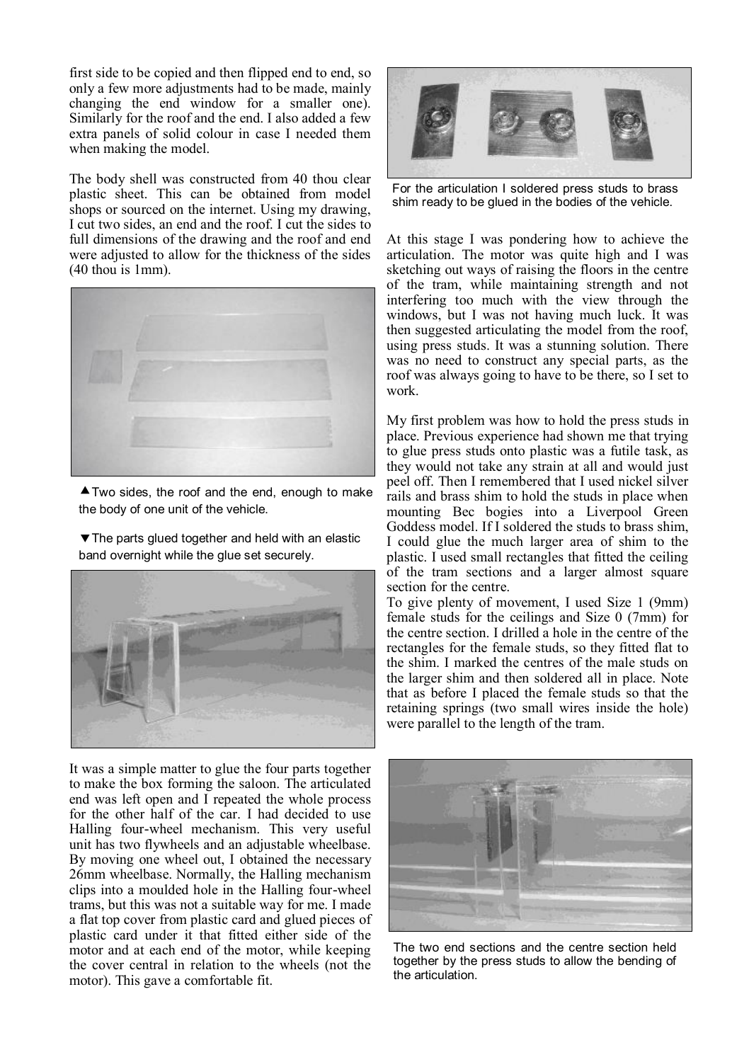first side to be copied and then flipped end to end, so only a few more adjustments had to be made, mainly changing the end window for a smaller one). Similarly for the roof and the end. I also added a few extra panels of solid colour in case I needed them when making the model.

The body shell was constructed from 40 thou clear plastic sheet. This can be obtained from model shops or sourced on the internet. Using my drawing, I cut two sides, an end and the roof. I cut the sides to full dimensions of the drawing and the roof and end were adjusted to allow for the thickness of the sides (40 thou is 1mm).

▲Two sides, the roof and the end, enough to make the body of one unit of the vehicle.

▼The parts glued together and held with an elastic band overnight while the glue set securely.

It was a simple matter to glue the four parts together to make the box forming the saloon. The articulated end was left open and I repeated the whole process for the other half of the car. I had decided to use Halling four-wheel mechanism. This very useful unit has two flywheels and an adjustable wheelbase. By moving one wheel out, I obtained the necessary 26mm wheelbase. Normally, the Halling mechanism clips into a moulded hole in the Halling four-wheel trams, but this was not a suitable way for me. I made a flat top cover from plastic card and glued pieces of plastic card under it that fitted either side of the motor and at each end of the motor, while keeping the cover central in relation to the wheels (not the motor). This gave a comfortable fit.

For the articulation I soldered press studs to brass shim ready to be glued in the bodies of the vehicle.

At this stage I was pondering how to achieve the articulation. The motor was quite high and I was sketching out ways of raising the floors in the centre of the tram, while maintaining strength and not interfering too much with the view through the windows, but I was not having much luck. It was then suggested articulating the model from the roof, using press studs. It was a stunning solution. There was no need to construct any special parts, as the roof was always going to have to be there, so I set to work.

My first problem was how to hold the press studs in place. Previous experience had shown me that trying to glue press studs onto plastic was a futile task, as they would not take any strain at all and would just peel off. Then I remembered that I used nickel silver rails and brass shim to hold the studs in place when mounting Bec bogies into a Liverpool Green Goddess model. If I soldered the studs to brass shim, I could glue the much larger area of shim to the plastic. I used small rectangles that fitted the ceiling of the tram sections and a larger almost square section for the centre.

To give plenty of movement, I used Size 1 (9mm) female studs for the ceilings and Size 0 (7mm) for the centre section. I drilled a hole in the centre of the rectangles for the female studs, so they fitted flat to the shim. I marked the centres of the male studs on the larger shim and then soldered all in place. Note that as before I placed the female studs so that the retaining springs (two small wires inside the hole) were parallel to the length of the tram.

The two end sections and the centre section held together by the press studs to allow the bending of the articulation.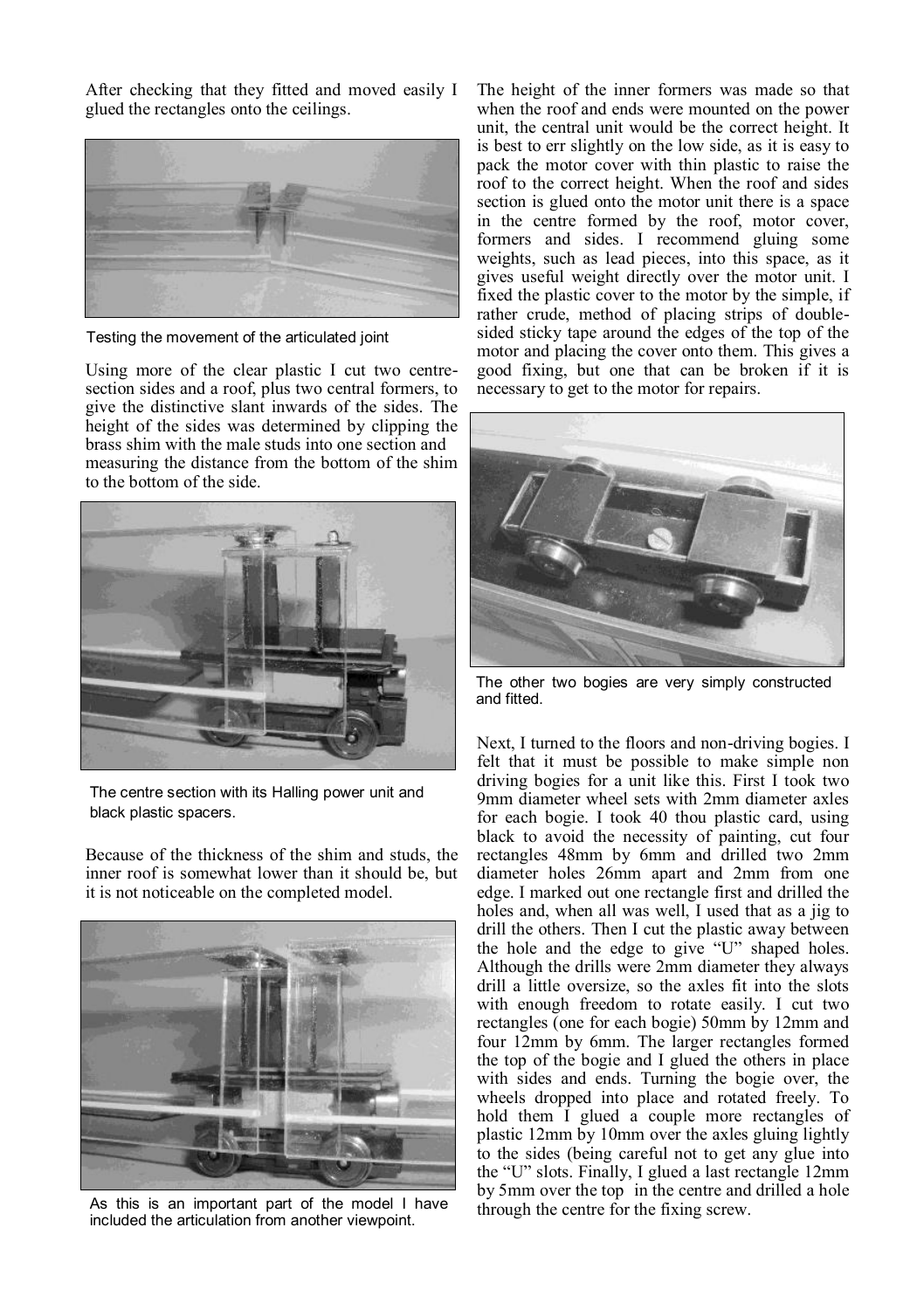After checking that they fitted and moved easily I glued the rectangles onto the ceilings.

Testing the movement of the articulated joint

Using more of the clear plastic I cut two centre-section sides and a roof, plus two central formers, to give the distinctive slant inwards of the sides. The height of the sides was determined by clipping the brass shim with the male studs into one section and measuring the distance from the bottom of the shim to the bottom of the side.

The centre section with its Halling power unit and black plastic spacers.

Because of the thickness of the shim and studs, the inner roof is somewhat lower than it should be, but it is not noticeable on the completed model.

As this is an important part of the model I have included the articulation from another viewpoint.

The height of the inner formers was made so that when the roof and ends were mounted on the power unit, the central unit would be the correct height. It is best to err slightly on the low side, as it is easy to pack the motor cover with thin plastic to raise the roof to the correct height. When the roof and sides section is glued onto the motor unit there is a space in the centre formed by the roof, motor cover, formers and sides. I recommend gluing some weights, such as lead pieces, into this space, as it gives useful weight directly over the motor unit. I fixed the plastic cover to the motor by the simple, if rather crude, method of placing strips of double-sided sticky tape around the edges of the top of the motor and placing the cover onto them. This gives a good fixing, but one that can be broken if it is necessary to get to the motor for repairs.

The other two bogies are very simply constructed and fitted.

Next, I turned to the floors and non-driving bogies. I felt that it must be possible to make simple non driving bogies for a unit like this. First I took two 9mm diameter wheel sets with 2mm diameter axles for each bogie. I took 40 thou plastic card, using black to avoid the necessity of painting, cut four rectangles 48mm by 6mm and drilled two 2mm diameter holes 26mm apart and 2mm from one edge. I marked out one rectangle first and drilled the holes and, when all was well, I used that as a jig to drill the others. Then I cut the plastic away between the hole and the edge to give "U" shaped holes. Although the drills were 2mm diameter they always drill a little oversize, so the axles fit into the slots with enough freedom to rotate easily. I cut two rectangles (one for each bogie) 50mm by 12mm and four 12mm by 6mm. The larger rectangles formed the top of the bogie and I glued the others in place with sides and ends. Turning the bogie over, the wheels dropped into place and rotated freely. To hold them I glued a couple more rectangles of plastic 12mm by 10mm over the axles gluing lightly to the sides (being careful not to get any glue into the "U" slots. Finally, I glued a last rectangle 12mm by 5mm over the top in the centre and drilled a hole through the centre for the fixing screw.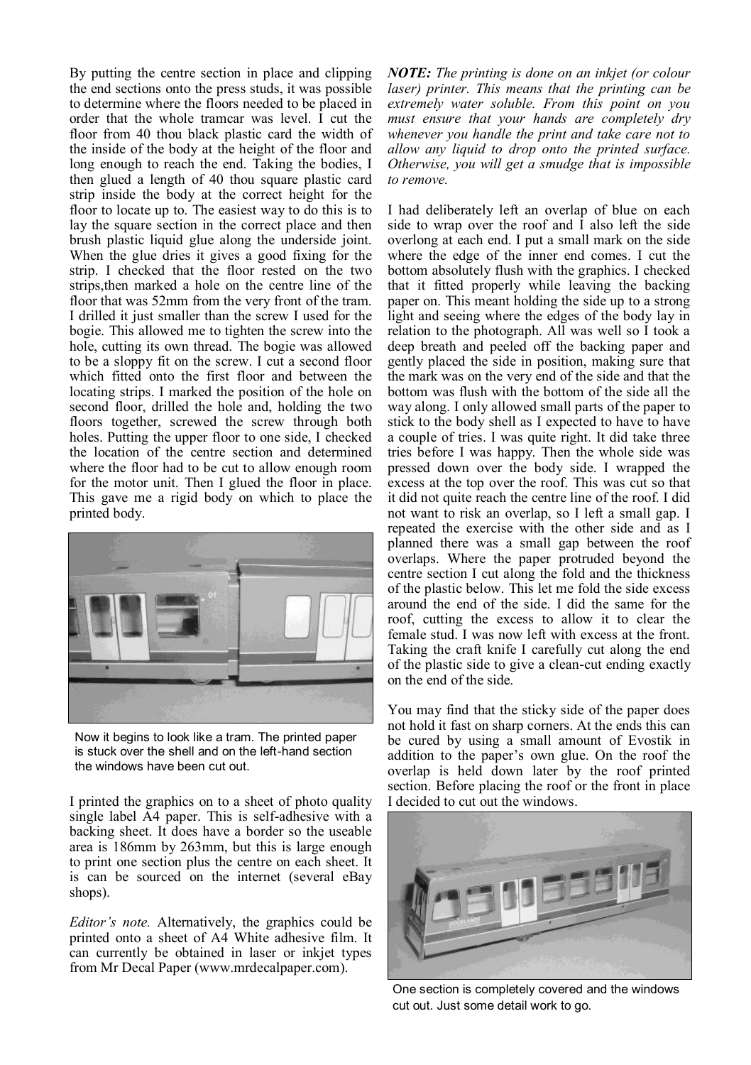By putting the centre section in place and clipping the end sections onto the press studs, it was possible to determine where the floors needed to be placed in order that the whole tramcar was level. I cut the floor from 40 thou black plastic card the width of the inside of the body at the height of the floor and long enough to reach the end. Taking the bodies, I then glued a length of 40 thou square plastic card strip inside the body at the correct height for the floor to locate up to. The easiest way to do this is to lay the square section in the correct place and then brush plastic liquid glue along the underside joint. When the glue dries it gives a good fixing for the strip. I checked that the floor rested on the two strips,then marked a hole on the centre line of the floor that was 52mm from the very front of the tram. I drilled it just smaller than the screw I used for the bogie. This allowed me to tighten the screw into the hole, cutting its own thread. The bogie was allowed to be a sloppy fit on the screw. I cut a second floor which fitted onto the first floor and between the locating strips. I marked the position of the hole on second floor, drilled the hole and, holding the two floors together, screwed the screw through both holes. Putting the upper floor to one side, I checked the location of the centre section and determined where the floor had to be cut to allow enough room for the motor unit. Then I glued the floor in place. This gave me a rigid body on which to place the printed body.

Now it begins to look like a tram. The printed paper is stuck over the shell and on the left-hand section the windows have been cut out.

I printed the graphics on to a sheet of photo quality single label A4 paper. This is self-adhesive with a backing sheet. It does have a border so the useable area is 186mm by 263mm, but this is large enough to print one section plus the centre on each sheet. It is can be sourced on the internet (several eBay shops).

*Editor's note.* Alternatively, the graphics could be printed onto a sheet of A4 White adhesive film. It can currently be obtained in laser or inkjet types from Mr Decal Paper (www.mrdecalpaper.com).

***NOTE:*** *The printing is done on an inkjet (or colour laser) printer. This means that the printing can be extremely water soluble. From this point on you must ensure that your hands are completely dry whenever you handle the print and take care not to allow any liquid to drop onto the printed surface. Otherwise, you will get a smudge that is impossible to remove.*

I had deliberately left an overlap of blue on each side to wrap over the roof and I also left the side overlong at each end. I put a small mark on the side where the edge of the inner end comes. I cut the bottom absolutely flush with the graphics. I checked that it fitted properly while leaving the backing paper on. This meant holding the side up to a strong light and seeing where the edges of the body lay in relation to the photograph. All was well so I took a deep breath and peeled off the backing paper and gently placed the side in position, making sure that the mark was on the very end of the side and that the bottom was flush with the bottom of the side all the way along. I only allowed small parts of the paper to stick to the body shell as I expected to have to have a couple of tries. I was quite right. It did take three tries before I was happy. Then the whole side was pressed down over the body side. I wrapped the excess at the top over the roof. This was cut so that it did not quite reach the centre line of the roof. I did not want to risk an overlap, so I left a small gap. I repeated the exercise with the other side and as I planned there was a small gap between the roof overlaps. Where the paper protruded beyond the centre section I cut along the fold and the thickness of the plastic below. This let me fold the side excess around the end of the side. I did the same for the roof, cutting the excess to allow it to clear the female stud. I was now left with excess at the front. Taking the craft knife I carefully cut along the end of the plastic side to give a clean-cut ending exactly on the end of the side.

You may find that the sticky side of the paper does not hold it fast on sharp corners. At the ends this can be cured by using a small amount of Evostik in addition to the paper's own glue. On the roof the overlap is held down later by the roof printed section. Before placing the roof or the front in place I decided to cut out the windows.

One section is completely covered and the windows cut out. Just some detail work to go.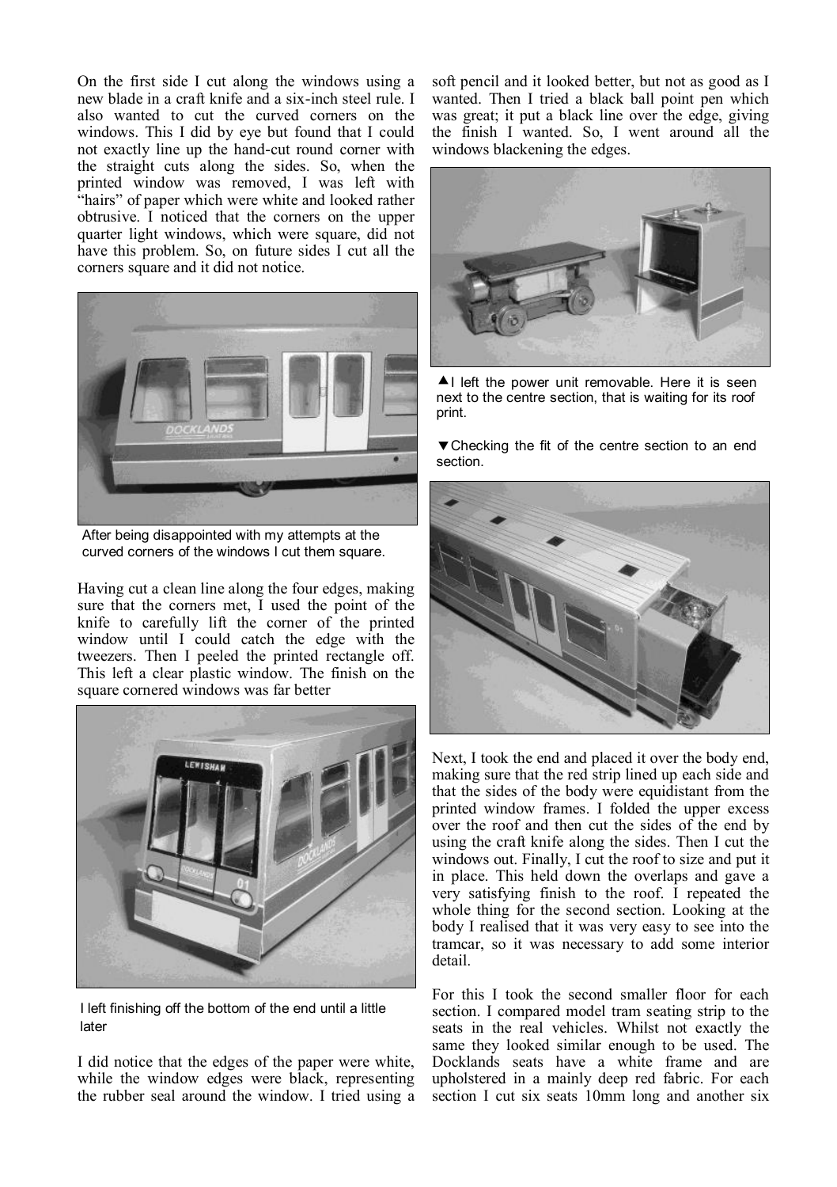On the first side I cut along the windows using a new blade in a craft knife and a six-inch steel rule. I also wanted to cut the curved corners on the windows. This I did by eye but found that I could not exactly line up the hand-cut round corner with the straight cuts along the sides. So, when the printed window was removed, I was left with "hairs" of paper which were white and looked rather obtrusive. I noticed that the corners on the upper quarter light windows, which were square, did not have this problem. So, on future sides I cut all the corners square and it did not notice.

After being disappointed with my attempts at the curved corners of the windows I cut them square.

Having cut a clean line along the four edges, making sure that the corners met, I used the point of the knife to carefully lift the corner of the printed window until I could catch the edge with the tweezers. Then I peeled the printed rectangle off. This left a clear plastic window. The finish on the square cornered windows was far better

I left finishing off the bottom of the end until a little later

I did notice that the edges of the paper were white, while the window edges were black, representing the rubber seal around the window. I tried using a soft pencil and it looked better, but not as good as I wanted. Then I tried a black ball point pen which was great; it put a black line over the edge, giving the finish I wanted. So, I went around all the windows blackening the edges.

▲I left the power unit removable. Here it is seen next to the centre section, that is waiting for its roof print.

▼Checking the fit of the centre section to an end section.

Next, I took the end and placed it over the body end, making sure that the red strip lined up each side and that the sides of the body were equidistant from the printed window frames. I folded the upper excess over the roof and then cut the sides of the end by using the craft knife along the sides. Then I cut the windows out. Finally, I cut the roof to size and put it in place. This held down the overlaps and gave a very satisfying finish to the roof. I repeated the whole thing for the second section. Looking at the body I realised that it was very easy to see into the tramcar, so it was necessary to add some interior detail.

For this I took the second smaller floor for each section. I compared model tram seating strip to the seats in the real vehicles. Whilst not exactly the same they looked similar enough to be used. The Docklands seats have a white frame and are upholstered in a mainly deep red fabric. For each section I cut six seats 10mm long and another six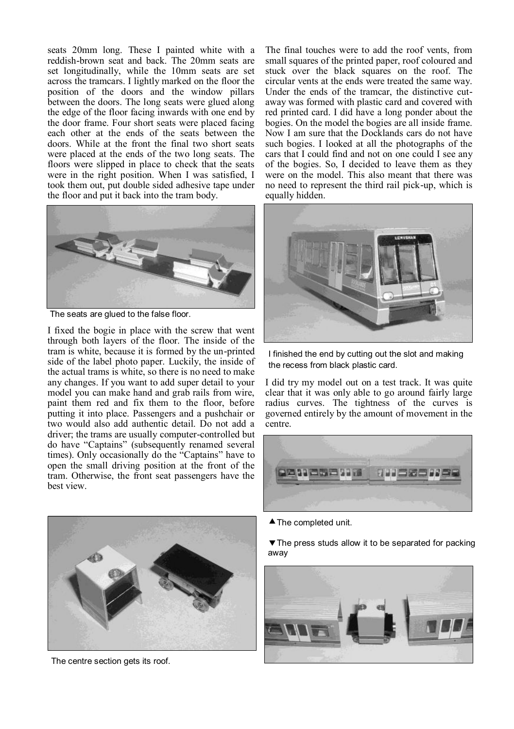seats 20mm long. These I painted white with a reddish-brown seat and back. The 20mm seats are set longitudinally, while the 10mm seats are set across the tramcars. I lightly marked on the floor the position of the doors and the window pillars between the doors. The long seats were glued along the edge of the floor facing inwards with one end by the door frame. Four short seats were placed facing each other at the ends of the seats between the doors. While at the front the final two short seats were placed at the ends of the two long seats. The floors were slipped in place to check that the seats were in the right position. When I was satisfied, I took them out, put double sided adhesive tape under the floor and put it back into the tram body.

The seats are glued to the false floor.

I fixed the bogie in place with the screw that went through both layers of the floor. The inside of the tram is white, because it is formed by the un-printed side of the label photo paper. Luckily, the inside of the actual trams is white, so there is no need to make any changes. If you want to add super detail to your model you can make hand and grab rails from wire, paint them red and fix them to the floor, before putting it into place. Passengers and a pushchair or two would also add authentic detail. Do not add a driver; the trams are usually computer-controlled but do have "Captains" (subsequently renamed several times). Only occasionally do the "Captains" have to open the small driving position at the front of the tram. Otherwise, the front seat passengers have the best view.

The centre section gets its roof.

The final touches were to add the roof vents, from small squares of the printed paper, roof coloured and stuck over the black squares on the roof. The circular vents at the ends were treated the same way. Under the ends of the tramcar, the distinctive cut-away was formed with plastic card and covered with red printed card. I did have a long ponder about the bogies. On the model the bogies are all inside frame. Now I am sure that the Docklands cars do not have such bogies. I looked at all the photographs of the cars that I could find and not on one could I see any of the bogies. So, I decided to leave them as they were on the model. This also meant that there was no need to represent the third rail pick-up, which is equally hidden.

I finished the end by cutting out the slot and making the recess from black plastic card.

I did try my model out on a test track. It was quite clear that it was only able to go around fairly large radius curves. The tightness of the curves is governed entirely by the amount of movement in the centre.

▲The completed unit.

▼The press studs allow it to be separated for packing away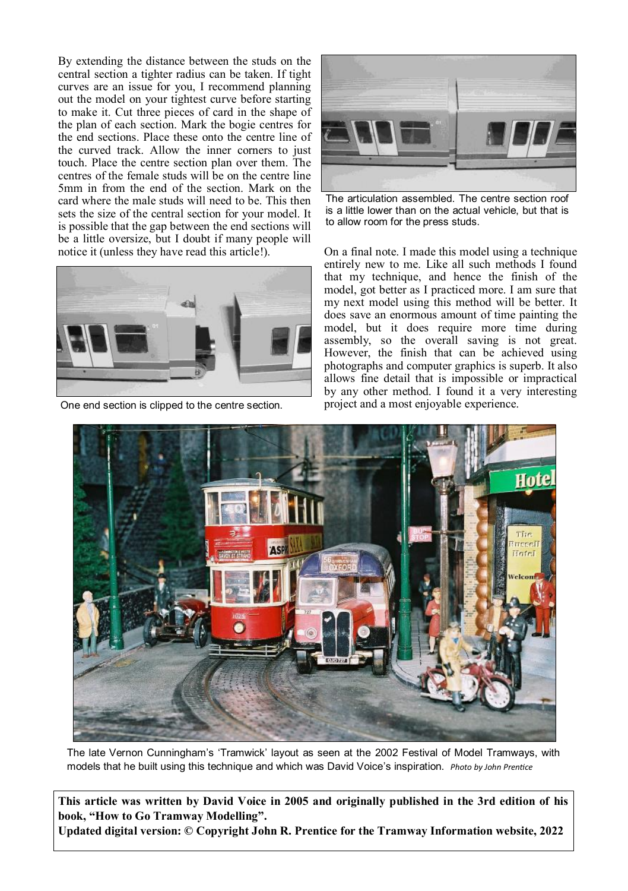By extending the distance between the studs on the central section a tighter radius can be taken. If tight curves are an issue for you, I recommend planning out the model on your tightest curve before starting to make it. Cut three pieces of card in the shape of the plan of each section. Mark the bogie centres for the end sections. Place these onto the centre line of the curved track. Allow the inner corners to just touch. Place the centre section plan over them. The centres of the female studs will be on the centre line 5mm in from the end of the section. Mark on the card where the male studs will need to be. This then sets the size of the central section for your model. It is possible that the gap between the end sections will be a little oversize, but I doubt if many people will notice it (unless they have read this article!).

One end section is clipped to the centre section.

The articulation assembled. The centre section roof is a little lower than on the actual vehicle, but that is to allow room for the press studs.

On a final note. I made this model using a technique entirely new to me. Like all such methods I found that my technique, and hence the finish of the model, got better as I practiced more. I am sure that my next model using this method will be better. It does save an enormous amount of time painting the model, but it does require more time during assembly, so the overall saving is not great. However, the finish that can be achieved using photographs and computer graphics is superb. It also allows fine detail that is impossible or impractical by any other method. I found it a very interesting project and a most enjoyable experience.

The late Vernon Cunningham's 'Tramwick' layout as seen at the 2002 Festival of Model Tramways, with models that he built using this technique and which was David Voice's inspiration. *Photo by John Prentice*

**This article was written by David Voice in 2005 and originally published in the 3rd edition of his book, "How to Go Tramway Modelling".**
**Updated digital version: © Copyright John R. Prentice for the Tramway Information website, 2022**